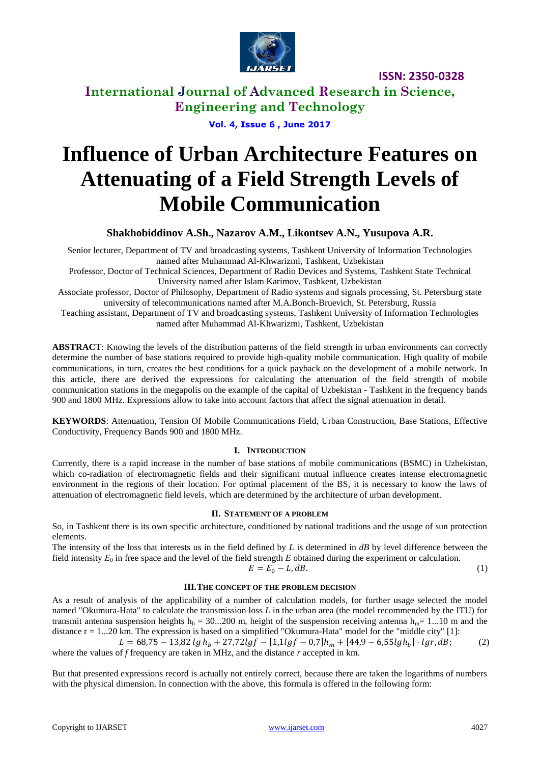# International Journal of Advanced Research in Science, Engineering and Technology

**ISSN: 2350-0328**

**Vol. 4, Issue 6 , June 2017**

# Influence of Urban Architecture Features on Attenuating of a Field Strength Levels of Mobile Communication

**Shakhobiddinov A.Sh., Nazarov A.M., Likontsev A.N., Yusupova A.R.**

Senior lecturer, Department of TV and broadcasting systems, Tashkent University of Information Technologies named after Muhammad Al-Khwarizmi, Tashkent, Uzbekistan

Professor, Doctor of Technical Sciences, Department of Radio Devices and Systems, Tashkent State Technical University named after Islam Karimov, Tashkent, Uzbekistan

Associate professor, Doctor of Philosophy, Department of Radio systems and signals processing, St. Petersburg state university of telecommunications named after M.A.Bonch-Bruevich, St. Petersburg, Russia

Teaching assistant, Department of TV and broadcasting systems, Tashkent University of Information Technologies named after Muhammad Al-Khwarizmi, Tashkent, Uzbekistan

**ABSTRACT**: Knowing the levels of the distribution patterns of the field strength in urban environments can correctly determine the number of base stations required to provide high-quality mobile communication. High quality of mobile communications, in turn, creates the best conditions for a quick payback on the development of a mobile network. In this article, there are derived the expressions for calculating the attenuation of the field strength of mobile communication stations in the megapolis on the example of the capital of Uzbekistan - Tashkent in the frequency bands 900 and 1800 MHz. Expressions allow to take into account factors that affect the signal attenuation in detail.

**KEYWORDS**: Attenuation, Tension Of Mobile Communications Field, Urban Construction, Base Stations, Effective Conductivity, Frequency Bands 900 and 1800 MHz.

## I. INTRODUCTION

Currently, there is a rapid increase in the number of base stations of mobile communications (BSMC) in Uzbekistan, which co-radiation of electromagnetic fields and their significant mutual influence creates intense electromagnetic environment in the regions of their location. For optimal placement of the BS, it is necessary to know the laws of attenuation of electromagnetic field levels, which are determined by the architecture of urban development.

## II. STATEMENT OF A PROBLEM

So, in Tashkent there is its own specific architecture, conditioned by national traditions and the usage of sun protection elements.

The intensity of the loss that interests us in the field defined by $L$ is determined in $dB$ by level difference between the field intensity $E_0$ in free space and the level of the field strength $E$ obtained during the experiment or calculation.

$$E = E_0 - L, dB. \qquad (1)$$

## III. THE CONCEPT OF THE PROBLEM DECISION

As a result of analysis of the applicability of a number of calculation models, for further usage selected the model named "Okumura-Hata" to calculate the transmission loss $L$ in the urban area (the model recommended by the ITU) for transmit antenna suspension heights $h_b$ = 30...200 m, height of the suspension receiving antenna $h_m$= 1...10 m and the distance r = 1...20 km. The expression is based on a simplified "Okumura-Hata" model for the "middle city" [1]:

$$L = 68{,}75 - 13{,}82\, lg\, h_b + 27{,}72 lgf - [1{,}1 lgf - 0{,}7]h_m + [44{,}9 - 6{,}55 lg h_b] \cdot lgr, dB; \qquad (2)$$

where the values of $f$ frequency are taken in MHz, and the distance $r$ accepted in km.

But that presented expressions record is actually not entirely correct, because there are taken the logarithms of numbers with the physical dimension. In connection with the above, this formula is offered in the following form: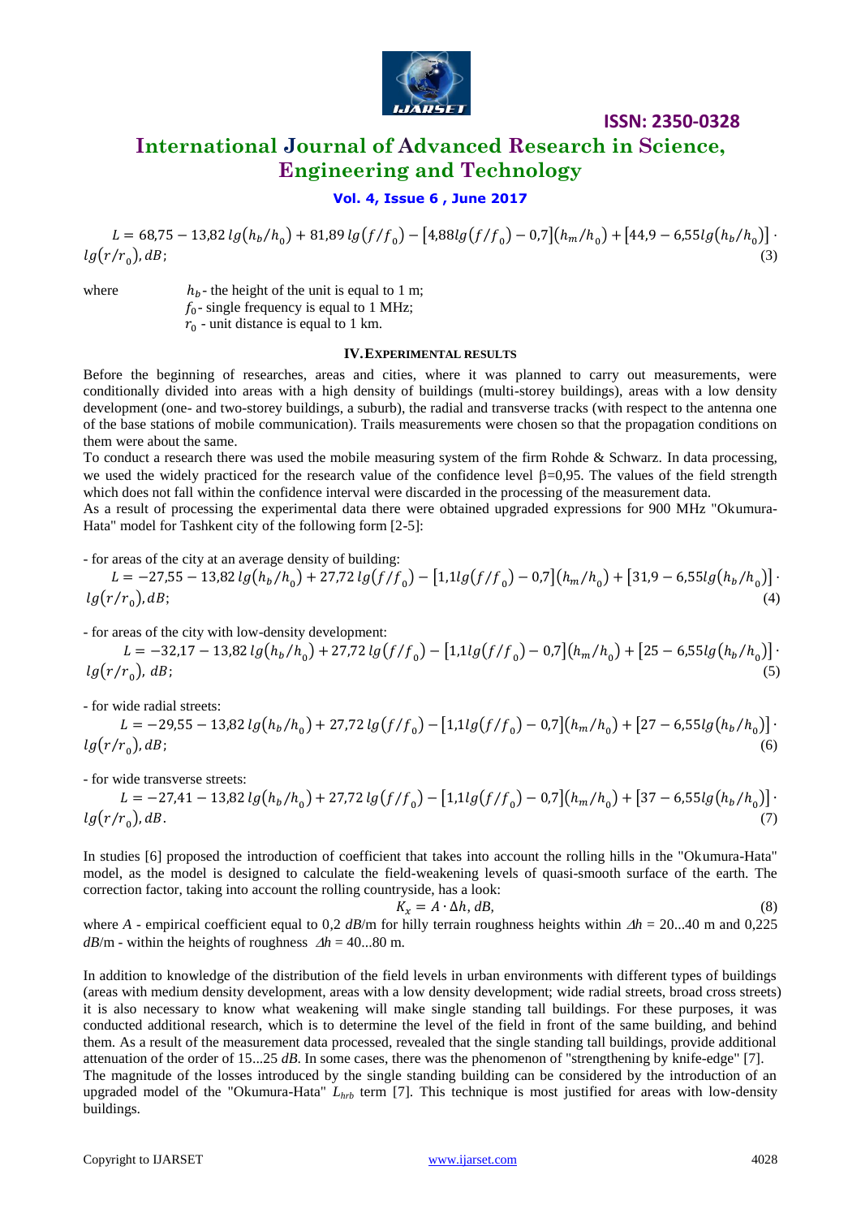$$L = 68{,}75 - 13{,}82\, lg(h_b/h_0) + 81{,}89\, lg(f/f_0) - [4{,}88 lg(f/f_0) - 0{,}7](h_m/h_0) + [44{,}9 - 6{,}55 lg(h_b/h_0)] \cdot lg(r/r_0), dB; \quad (3)$$

where $h_b$ - the height of the unit is equal to 1 m;
$f_0$ - single frequency is equal to 1 MHz;
$r_0$ - unit distance is equal to 1 km.

## IV. EXPERIMENTAL RESULTS

Before the beginning of researches, areas and cities, where it was planned to carry out measurements, were conditionally divided into areas with a high density of buildings (multi-storey buildings), areas with a low density development (one- and two-storey buildings, a suburb), the radial and transverse tracks (with respect to the antenna one of the base stations of mobile communication). Trails measurements were chosen so that the propagation conditions on them were about the same.

To conduct a research there was used the mobile measuring system of the firm Rohde & Schwarz. In data processing, we used the widely practiced for the research value of the confidence level β=0,95. The values of the field strength which does not fall within the confidence interval were discarded in the processing of the measurement data.

As a result of processing the experimental data there were obtained upgraded expressions for 900 MHz "Okumura-Hata" model for Tashkent city of the following form [2-5]:

- for areas of the city at an average density of building:

$$L = -27{,}55 - 13{,}82\, lg(h_b/h_0) + 27{,}72\, lg(f/f_0) - [1{,}1 lg(f/f_0) - 0{,}7](h_m/h_0) + [31{,}9 - 6{,}55 lg(h_b/h_0)] \cdot lg(r/r_0), dB; \quad (4)$$

- for areas of the city with low-density development:

$$L = -32{,}17 - 13{,}82\, lg(h_b/h_0) + 27{,}72\, lg(f/f_0) - [1{,}1 lg(f/f_0) - 0{,}7](h_m/h_0) + [25 - 6{,}55 lg(h_b/h_0)] \cdot lg(r/r_0), dB; \quad (5)$$

- for wide radial streets:

$$L = -29{,}55 - 13{,}82\, lg(h_b/h_0) + 27{,}72\, lg(f/f_0) - [1{,}1 lg(f/f_0) - 0{,}7](h_m/h_0) + [27 - 6{,}55 lg(h_b/h_0)] \cdot lg(r/r_0), dB; \quad (6)$$

- for wide transverse streets:

$$L = -27{,}41 - 13{,}82\, lg(h_b/h_0) + 27{,}72\, lg(f/f_0) - [1{,}1 lg(f/f_0) - 0{,}7](h_m/h_0) + [37 - 6{,}55 lg(h_b/h_0)] \cdot lg(r/r_0), dB. \quad (7)$$

In studies [6] proposed the introduction of coefficient that takes into account the rolling hills in the "Okumura-Hata" model, as the model is designed to calculate the field-weakening levels of quasi-smooth surface of the earth. The correction factor, taking into account the rolling countryside, has a look:

$$K_x = A \cdot \Delta h, dB, \quad (8)$$

where *A* - empirical coefficient equal to 0,2 *dB*/m for hilly terrain roughness heights within $\Delta h$ = 20...40 m and 0,225 *dB*/m - within the heights of roughness $\Delta h$ = 40...80 m.

In addition to knowledge of the distribution of the field levels in urban environments with different types of buildings (areas with medium density development, areas with a low density development; wide radial streets, broad cross streets) it is also necessary to know what weakening will make single standing tall buildings. For these purposes, it was conducted additional research, which is to determine the level of the field in front of the same building, and behind them. As a result of the measurement data processed, revealed that the single standing tall buildings, provide additional attenuation of the order of 15...25 *dB*. In some cases, there was the phenomenon of "strengthening by knife-edge" [7].

The magnitude of the losses introduced by the single standing building can be considered by the introduction of an upgraded model of the "Okumura-Hata" $L_{hrb}$ term [7]. This technique is most justified for areas with low-density buildings.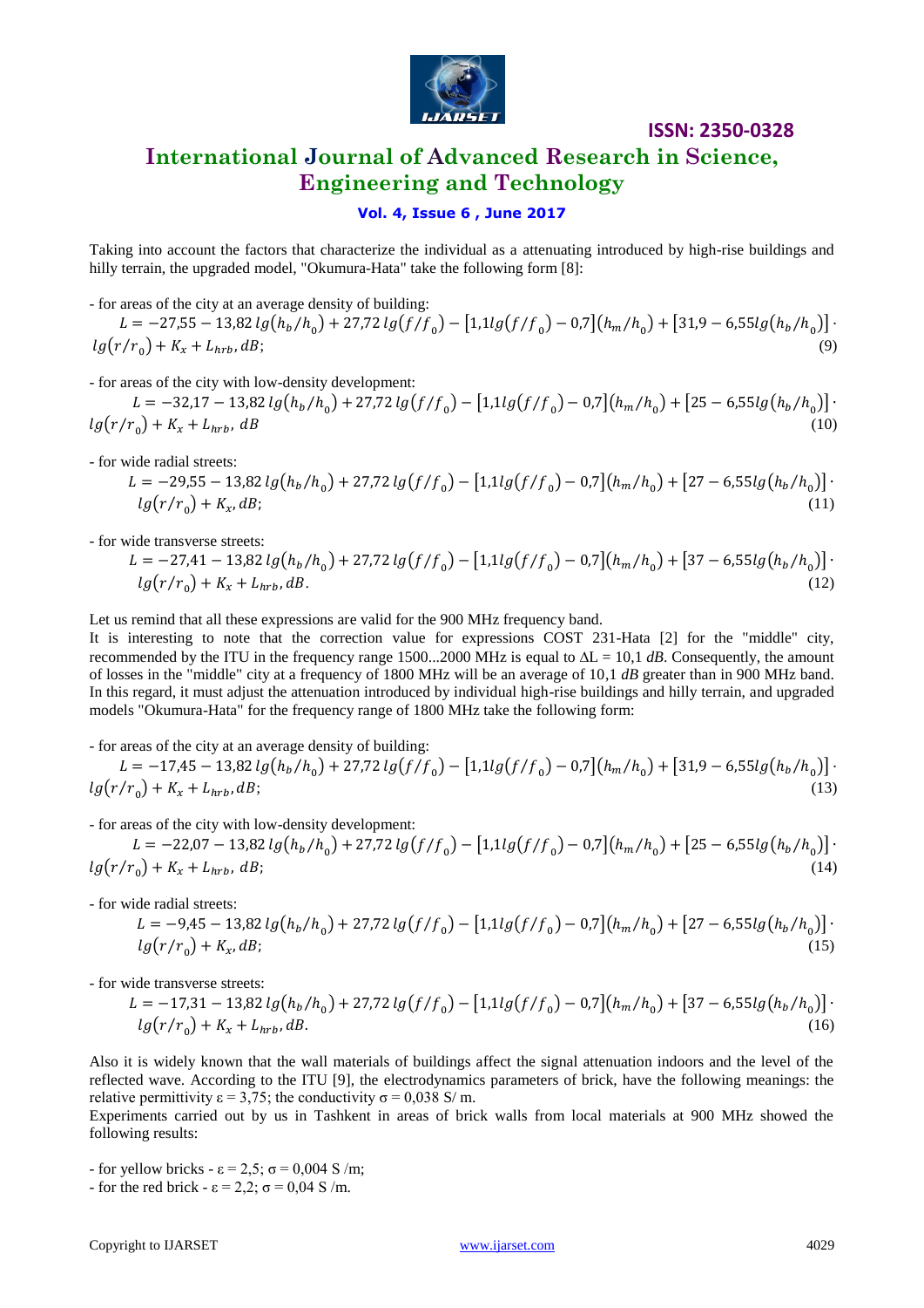Taking into account the factors that characterize the individual as a attenuating introduced by high-rise buildings and hilly terrain, the upgraded model, "Okumura-Hata" take the following form [8]:

- for areas of the city at an average density of building:

$$L = -27{,}55 - 13{,}82\, lg\left(h_b/h_0\right) + 27{,}72\, lg\left(f/f_0\right) - \left[1{,}1 lg\left(f/f_0\right) - 0{,}7\right]\left(h_m/h_0\right) + \left[31{,}9 - 6{,}55 lg\left(h_b/h_0\right)\right] \cdot lg\left(r/r_0\right) + K_x + L_{hrb}, dB; \quad (9)$$

- for areas of the city with low-density development:

$$L = -32{,}17 - 13{,}82\, lg\left(h_b/h_0\right) + 27{,}72\, lg\left(f/f_0\right) - \left[1{,}1 lg\left(f/f_0\right) - 0{,}7\right]\left(h_m/h_0\right) + \left[25 - 6{,}55 lg\left(h_b/h_0\right)\right] \cdot lg\left(r/r_0\right) + K_x + L_{hrb},\ dB \quad (10)$$

- for wide radial streets:

$$L = -29{,}55 - 13{,}82\, lg\left(h_b/h_0\right) + 27{,}72\, lg\left(f/f_0\right) - \left[1{,}1 lg\left(f/f_0\right) - 0{,}7\right]\left(h_m/h_0\right) + \left[27 - 6{,}55 lg\left(h_b/h_0\right)\right] \cdot lg\left(r/r_0\right) + K_x, dB; \quad (11)$$

- for wide transverse streets:

$$L = -27{,}41 - 13{,}82\, lg\left(h_b/h_0\right) + 27{,}72\, lg\left(f/f_0\right) - \left[1{,}1 lg\left(f/f_0\right) - 0{,}7\right]\left(h_m/h_0\right) + \left[37 - 6{,}55 lg\left(h_b/h_0\right)\right] \cdot lg\left(r/r_0\right) + K_x + L_{hrb}, dB. \quad (12)$$

Let us remind that all these expressions are valid for the 900 MHz frequency band.

It is interesting to note that the correction value for expressions COST 231-Hata [2] for the "middle" city, recommended by the ITU in the frequency range 1500...2000 MHz is equal to $\Delta L = 10{,}1$ *dB*. Consequently, the amount of losses in the "middle" city at a frequency of 1800 MHz will be an average of 10,1 *dB* greater than in 900 MHz band. In this regard, it must adjust the attenuation introduced by individual high-rise buildings and hilly terrain, and upgraded models "Okumura-Hata" for the frequency range of 1800 MHz take the following form:

- for areas of the city at an average density of building:

$$L = -17{,}45 - 13{,}82\, lg\left(h_b/h_0\right) + 27{,}72\, lg\left(f/f_0\right) - \left[1{,}1 lg\left(f/f_0\right) - 0{,}7\right]\left(h_m/h_0\right) + \left[31{,}9 - 6{,}55 lg\left(h_b/h_0\right)\right] \cdot lg\left(r/r_0\right) + K_x + L_{hrb}, dB; \quad (13)$$

- for areas of the city with low-density development:

$$L = -22{,}07 - 13{,}82\, lg\left(h_b/h_0\right) + 27{,}72\, lg\left(f/f_0\right) - \left[1{,}1 lg\left(f/f_0\right) - 0{,}7\right]\left(h_m/h_0\right) + \left[25 - 6{,}55 lg\left(h_b/h_0\right)\right] \cdot lg\left(r/r_0\right) + K_x + L_{hrb},\ dB; \quad (14)$$

- for wide radial streets:

$$L = -9{,}45 - 13{,}82\, lg\left(h_b/h_0\right) + 27{,}72\, lg\left(f/f_0\right) - \left[1{,}1 lg\left(f/f_0\right) - 0{,}7\right]\left(h_m/h_0\right) + \left[27 - 6{,}55 lg\left(h_b/h_0\right)\right] \cdot lg\left(r/r_0\right) + K_x, dB; \quad (15)$$

- for wide transverse streets:

$$L = -17{,}31 - 13{,}82\, lg\left(h_b/h_0\right) + 27{,}72\, lg\left(f/f_0\right) - \left[1{,}1 lg\left(f/f_0\right) - 0{,}7\right]\left(h_m/h_0\right) + \left[37 - 6{,}55 lg\left(h_b/h_0\right)\right] \cdot lg\left(r/r_0\right) + K_x + L_{hrb}, dB. \quad (16)$$

Also it is widely known that the wall materials of buildings affect the signal attenuation indoors and the level of the reflected wave. According to the ITU [9], the electrodynamics parameters of brick, have the following meanings: the relative permittivity $\varepsilon = 3{,}75$; the conductivity $\sigma = 0{,}038$ S/ m.

Experiments carried out by us in Tashkent in areas of brick walls from local materials at 900 MHz showed the following results:

- for yellow bricks - $\varepsilon = 2{,}5$; $\sigma = 0{,}004$ S /m;
- for the red brick - $\varepsilon = 2{,}2$; $\sigma = 0{,}04$ S /m.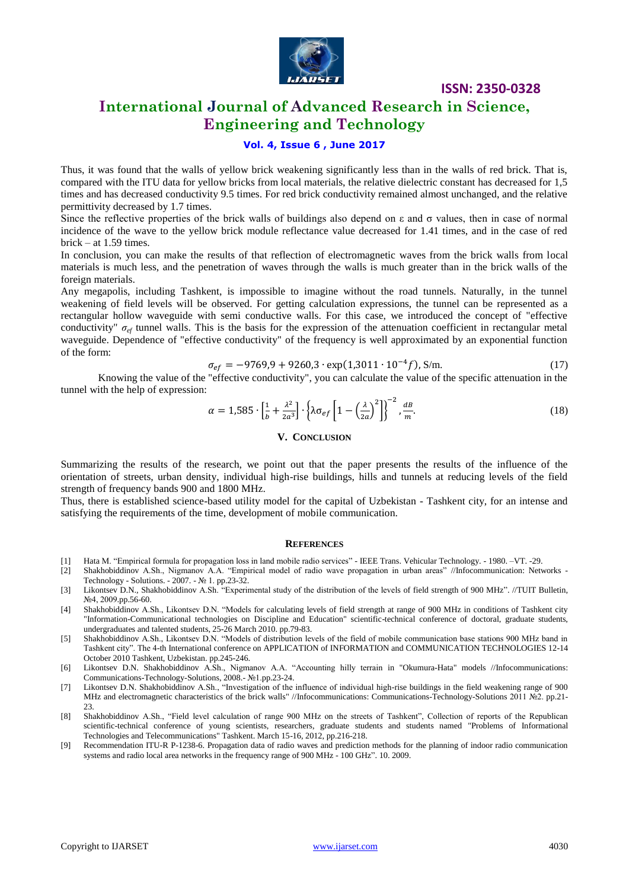Thus, it was found that the walls of yellow brick weakening significantly less than in the walls of red brick. That is, compared with the ITU data for yellow bricks from local materials, the relative dielectric constant has decreased for 1,5 times and has decreased conductivity 9.5 times. For red brick conductivity remained almost unchanged, and the relative permittivity decreased by 1.7 times.

Since the reflective properties of the brick walls of buildings also depend on ε and σ values, then in case of normal incidence of the wave to the yellow brick module reflectance value decreased for 1.41 times, and in the case of red brick – at 1.59 times.

In conclusion, you can make the results of that reflection of electromagnetic waves from the brick walls from local materials is much less, and the penetration of waves through the walls is much greater than in the brick walls of the foreign materials.

Any megapolis, including Tashkent, is impossible to imagine without the road tunnels. Naturally, in the tunnel weakening of field levels will be observed. For getting calculation expressions, the tunnel can be represented as a rectangular hollow waveguide with semi conductive walls. For this case, we introduced the concept of "effective conductivity" $\sigma_{ef}$ tunnel walls. This is the basis for the expression of the attenuation coefficient in rectangular metal waveguide. Dependence of "effective conductivity" of the frequency is well approximated by an exponential function of the form:

$$\sigma_{ef} = -9769{,}9 + 9260{,}3 \cdot \exp(1{,}3011 \cdot 10^{-4} f), \text{ S/m.} \quad (17)$$

Knowing the value of the "effective conductivity", you can calculate the value of the specific attenuation in the tunnel with the help of expression:

$$\alpha = 1{,}585 \cdot \left[\frac{1}{b} + \frac{\lambda^2}{2a^3}\right] \cdot \left\{\lambda \sigma_{ef} \left[1 - \left(\frac{\lambda}{2a}\right)^2\right]\right\}^{-2}, \frac{dB}{m}. \quad (18)$$

## V. CONCLUSION

Summarizing the results of the research, we point out that the paper presents the results of the influence of the orientation of streets, urban density, individual high-rise buildings, hills and tunnels at reducing levels of the field strength of frequency bands 900 and 1800 MHz.

Thus, there is established science-based utility model for the capital of Uzbekistan - Tashkent city, for an intense and satisfying the requirements of the time, development of mobile communication.

## REFERENCES

[1] Hata M. "Empirical formula for propagation loss in land mobile radio services" - IEEE Trans. Vehicular Technology. - 1980. –VT. -29.

[2] Shakhobiddinov A.Sh., Nigmanov A.A. "Empirical model of radio wave propagation in urban areas" //Infocommunication: Networks - Technology - Solutions. - 2007. - № 1. pp.23-32.

[3] Likontsev D.N., Shakhobiddinov A.Sh. "Experimental study of the distribution of the levels of field strength of 900 MHz". //TUIT Bulletin, №4, 2009.pp.56-60.

[4] Shakhobiddinov A.Sh., Likontsev D.N. "Models for calculating levels of field strength at range of 900 MHz in conditions of Tashkent city "Information-Communicational technologies on Discipline and Education" scientific-technical conference of doctoral, graduate students, undergraduates and talented students, 25-26 March 2010. pp.79-83.

[5] Shakhobiddinov A.Sh., Likontsev D.N. "Models of distribution levels of the field of mobile communication base stations 900 MHz band in Tashkent city". The 4-th International conference on APPLICATION of INFORMATION and COMMUNICATION TECHNOLOGIES 12-14 October 2010 Tashkent, Uzbekistan. pp.245-246.

[6] Likontsev D.N. Shakhobiddinov A.Sh., Nigmanov A.A. "Accounting hilly terrain in "Okumura-Hata" models //Infocommunications: Communications-Technology-Solutions, 2008.- №1.pp.23-24.

[7] Likontsev D.N. Shakhobiddinov A.Sh., "Investigation of the influence of individual high-rise buildings in the field weakening range of 900 MHz and electromagnetic characteristics of the brick walls" //Infocommunications: Communications-Technology-Solutions 2011 №2. pp.21-23.

[8] Shakhobiddinov A.Sh., "Field level calculation of range 900 MHz on the streets of Tashkent", Collection of reports of the Republican scientific-technical conference of young scientists, researchers, graduate students and students named "Problems of Informational Technologies and Telecommunications" Tashkent. March 15-16, 2012, pp.216-218.

[9] Recommendation ITU-R P-1238-6. Propagation data of radio waves and prediction methods for the planning of indoor radio communication systems and radio local area networks in the frequency range of 900 MHz - 100 GHz". 10. 2009.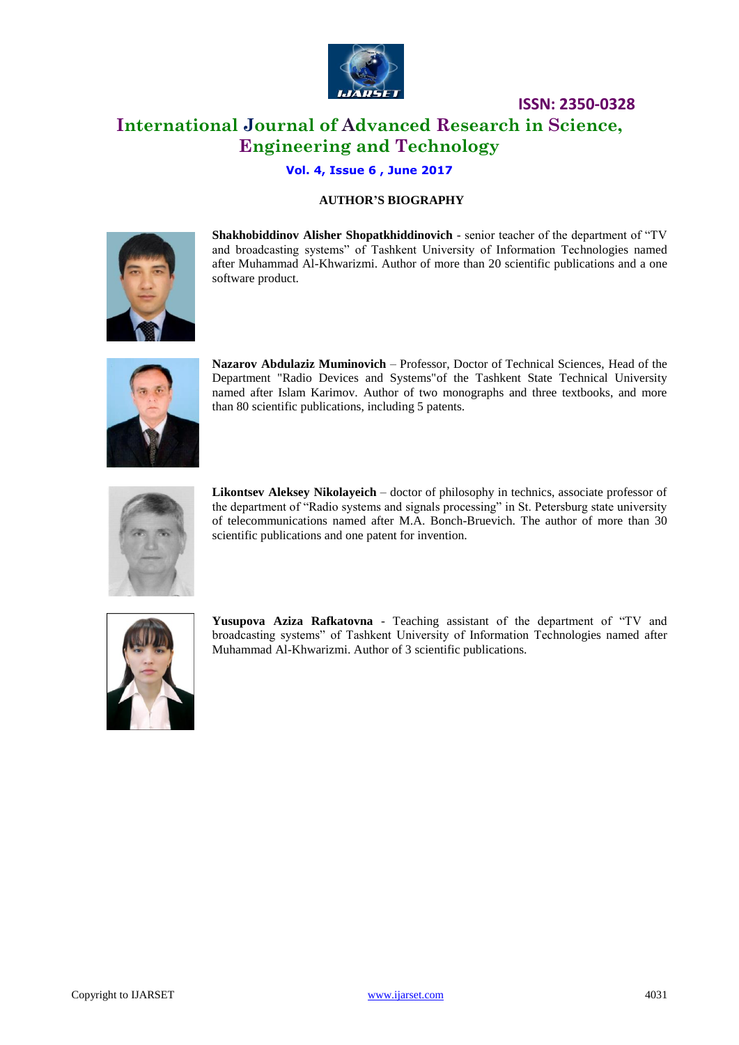AUTHOR'S BIOGRAPHY

**Shakhobiddinov Alisher Shopatkhiddinovich** - senior teacher of the department of "TV and broadcasting systems" of Tashkent University of Information Technologies named after Muhammad Al-Khwarizmi. Author of more than 20 scientific publications and a one software product.

**Nazarov Abdulaziz Muminovich** – Professor, Doctor of Technical Sciences, Head of the Department "Radio Devices and Systems"of the Tashkent State Technical University named after Islam Karimov. Author of two monographs and three textbooks, and more than 80 scientific publications, including 5 patents.

**Likontsev Aleksey Nikolayeich** – doctor of philosophy in technics, associate professor of the department of "Radio systems and signals processing" in St. Petersburg state university of telecommunications named after M.A. Bonch-Bruevich. The author of more than 30 scientific publications and one patent for invention.

**Yusupova Aziza Rafkatovna** - Teaching assistant of the department of "TV and broadcasting systems" of Tashkent University of Information Technologies named after Muhammad Al-Khwarizmi. Author of 3 scientific publications.